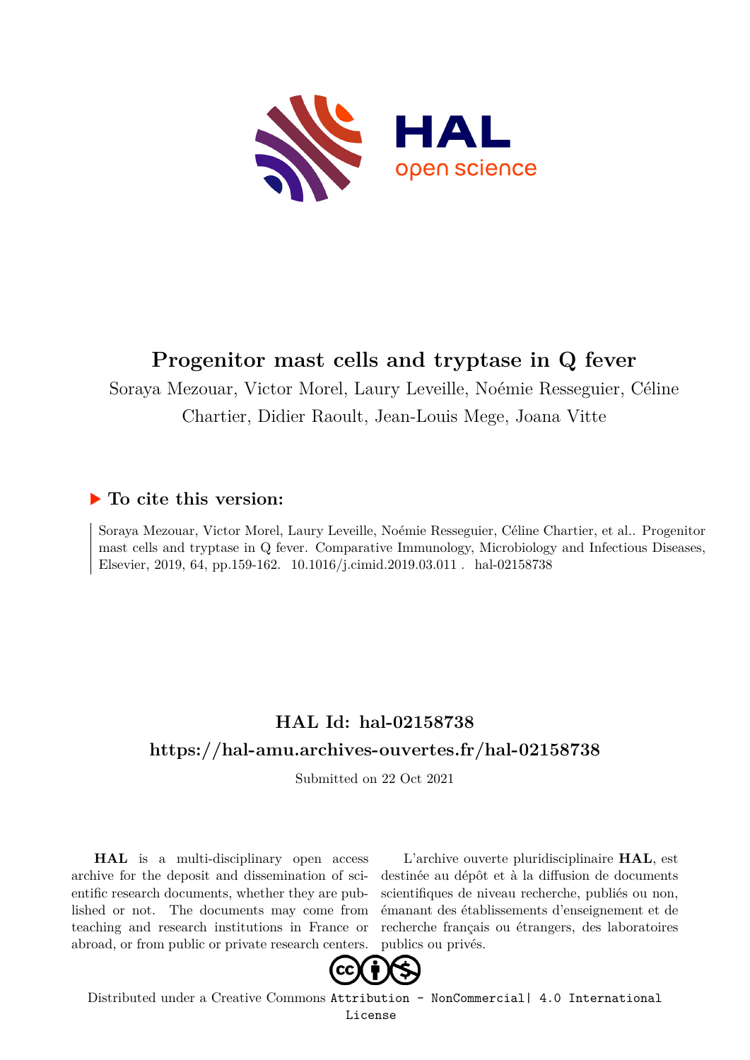# Progenitor mast cells and tryptase in Q fever

Soraya Mezouar, Victor Morel, Laury Leveille, Noémie Resseguier, Céline Chartier, Didier Raoult, Jean-Louis Mege, Joana Vitte

## ▶ To cite this version:

Soraya Mezouar, Victor Morel, Laury Leveille, Noémie Resseguier, Céline Chartier, et al.. Progenitor mast cells and tryptase in Q fever. Comparative Immunology, Microbiology and Infectious Diseases, Elsevier, 2019, 64, pp.159-162. 10.1016/j.cimid.2019.03.011 . hal-02158738

## HAL Id: hal-02158738

## https://hal-amu.archives-ouvertes.fr/hal-02158738

Submitted on 22 Oct 2021

**HAL** is a multi-disciplinary open access archive for the deposit and dissemination of scientific research documents, whether they are published or not. The documents may come from teaching and research institutions in France or abroad, or from public or private research centers.

L'archive ouverte pluridisciplinaire **HAL**, est destinée au dépôt et à la diffusion de documents scientifiques de niveau recherche, publiés ou non, émanant des établissements d'enseignement et de recherche français ou étrangers, des laboratoires publics ou privés.

Distributed under a Creative Commons Attribution - NonCommercial| 4.0 International License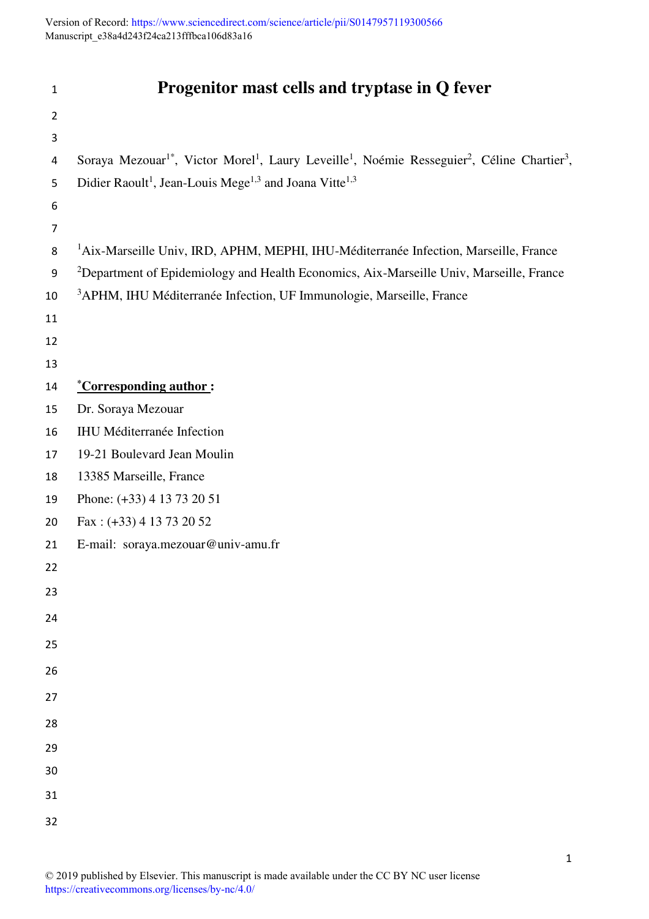# Progenitor mast cells and tryptase in Q fever

Soraya Mezouar[1*], Victor Morel[1], Laury Leveille[1], Noémie Resseguier[2], Céline Chartier[3], Didier Raoult[1], Jean-Louis Mege[1,3] and Joana Vitte[1,3]

[1]Aix-Marseille Univ, IRD, APHM, MEPHI, IHU-Méditerranée Infection, Marseille, France

[2]Department of Epidemiology and Health Economics, Aix-Marseille Univ, Marseille, France

[3]APHM, IHU Méditerranée Infection, UF Immunologie, Marseille, France

**[*]Corresponding author :**

Dr. Soraya Mezouar

IHU Méditerranée Infection

19-21 Boulevard Jean Moulin

13385 Marseille, France

Phone: (+33) 4 13 73 20 51

Fax : (+33) 4 13 73 20 52

E-mail: soraya.mezouar@univ-amu.fr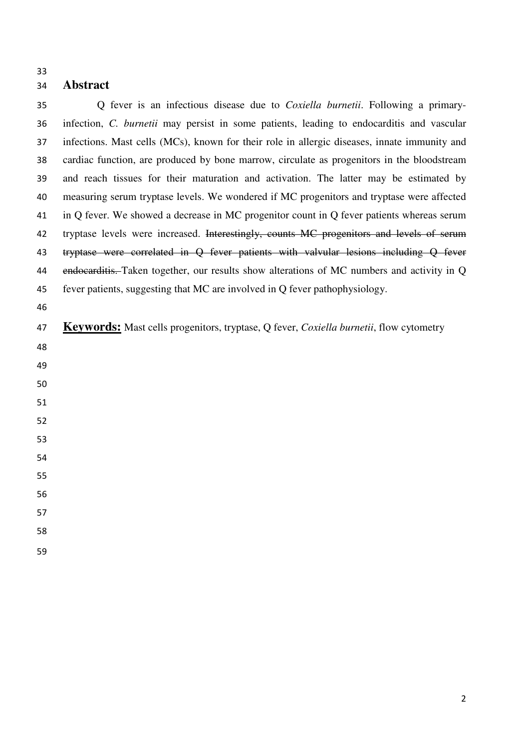## Abstract

Q fever is an infectious disease due to *Coxiella burnetii*. Following a primary-infection, *C. burnetii* may persist in some patients, leading to endocarditis and vascular infections. Mast cells (MCs), known for their role in allergic diseases, innate immunity and cardiac function, are produced by bone marrow, circulate as progenitors in the bloodstream and reach tissues for their maturation and activation. The latter may be estimated by measuring serum tryptase levels. We wondered if MC progenitors and tryptase were affected in Q fever. We showed a decrease in MC progenitor count in Q fever patients whereas serum tryptase levels were increased. ~~Interestingly, counts MC progenitors and levels of serum tryptase were correlated in Q fever patients with valvular lesions including Q fever endocarditis.~~ Taken together, our results show alterations of MC numbers and activity in Q fever patients, suggesting that MC are involved in Q fever pathophysiology.

**Keywords:** Mast cells progenitors, tryptase, Q fever, *Coxiella burnetii*, flow cytometry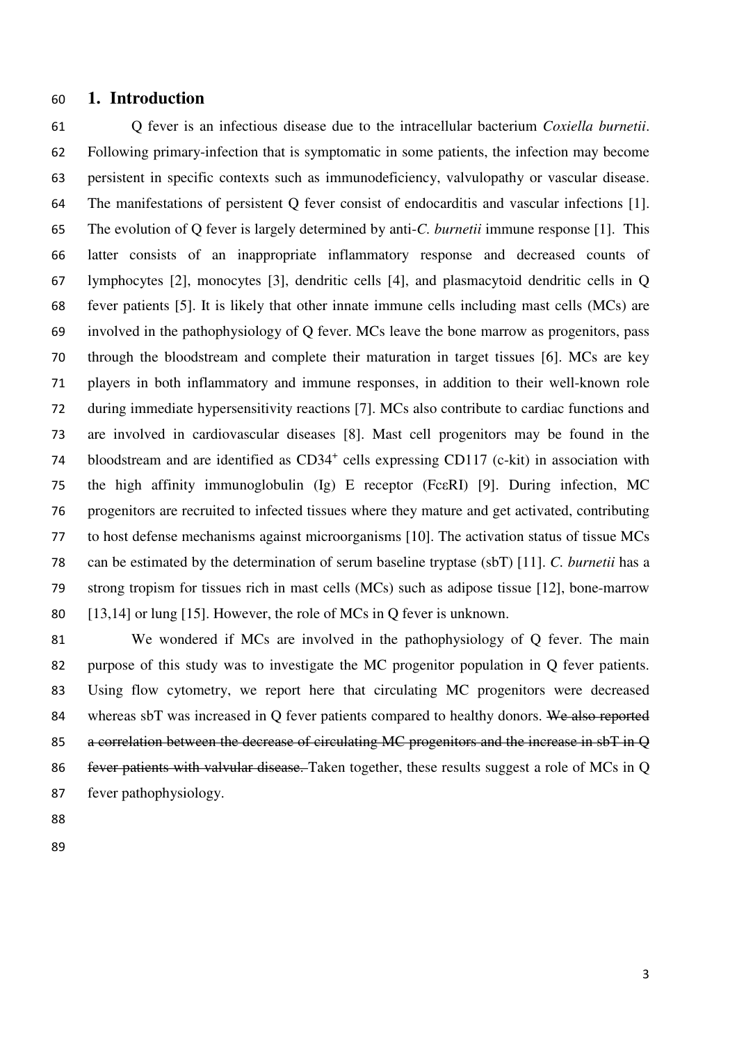# 1. Introduction

Q fever is an infectious disease due to the intracellular bacterium *Coxiella burnetii*. Following primary-infection that is symptomatic in some patients, the infection may become persistent in specific contexts such as immunodeficiency, valvulopathy or vascular disease. The manifestations of persistent Q fever consist of endocarditis and vascular infections [1]. The evolution of Q fever is largely determined by anti-*C. burnetii* immune response [1]. This latter consists of an inappropriate inflammatory response and decreased counts of lymphocytes [2], monocytes [3], dendritic cells [4], and plasmacytoid dendritic cells in Q fever patients [5]. It is likely that other innate immune cells including mast cells (MCs) are involved in the pathophysiology of Q fever. MCs leave the bone marrow as progenitors, pass through the bloodstream and complete their maturation in target tissues [6]. MCs are key players in both inflammatory and immune responses, in addition to their well-known role during immediate hypersensitivity reactions [7]. MCs also contribute to cardiac functions and are involved in cardiovascular diseases [8]. Mast cell progenitors may be found in the bloodstream and are identified as $CD34^+$ cells expressing CD117 (c-kit) in association with the high affinity immunoglobulin (Ig) E receptor (FcεRI) [9]. During infection, MC progenitors are recruited to infected tissues where they mature and get activated, contributing to host defense mechanisms against microorganisms [10]. The activation status of tissue MCs can be estimated by the determination of serum baseline tryptase (sbT) [11]. *C. burnetii* has a strong tropism for tissues rich in mast cells (MCs) such as adipose tissue [12], bone-marrow [13,14] or lung [15]. However, the role of MCs in Q fever is unknown.

We wondered if MCs are involved in the pathophysiology of Q fever. The main purpose of this study was to investigate the MC progenitor population in Q fever patients. Using flow cytometry, we report here that circulating MC progenitors were decreased whereas sbT was increased in Q fever patients compared to healthy donors. ~~We also reported a correlation between the decrease of circulating MC progenitors and the increase in sbT in Q fever patients with valvular disease.~~ Taken together, these results suggest a role of MCs in Q fever pathophysiology.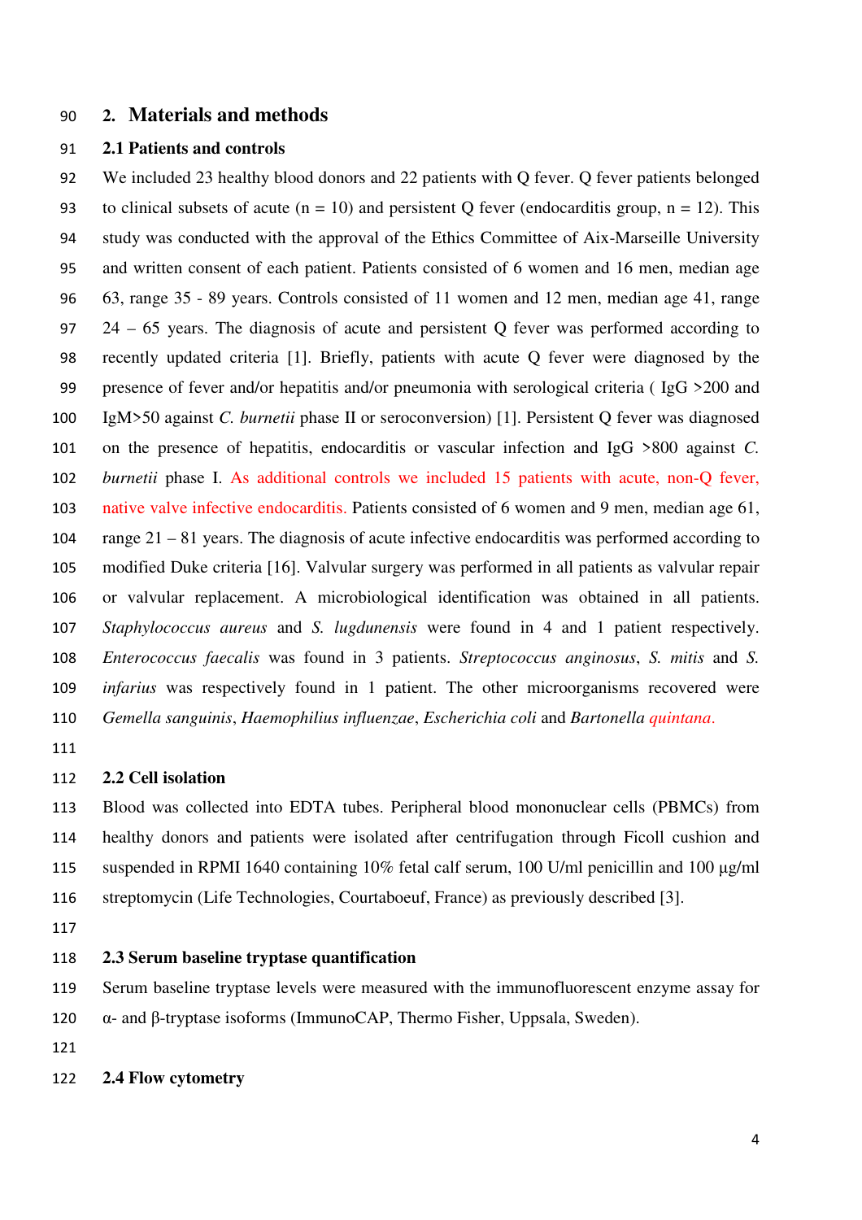## 2. Materials and methods

### 2.1 Patients and controls

We included 23 healthy blood donors and 22 patients with Q fever. Q fever patients belonged to clinical subsets of acute (n = 10) and persistent Q fever (endocarditis group, n = 12). This study was conducted with the approval of the Ethics Committee of Aix-Marseille University and written consent of each patient. Patients consisted of 6 women and 16 men, median age 63, range 35 - 89 years. Controls consisted of 11 women and 12 men, median age 41, range 24 – 65 years. The diagnosis of acute and persistent Q fever was performed according to recently updated criteria [1]. Briefly, patients with acute Q fever were diagnosed by the presence of fever and/or hepatitis and/or pneumonia with serological criteria ( IgG >200 and IgM>50 against *C. burnetii* phase II or seroconversion) [1]. Persistent Q fever was diagnosed on the presence of hepatitis, endocarditis or vascular infection and IgG >800 against *C. burnetii* phase I. As additional controls we included 15 patients with acute, non-Q fever, native valve infective endocarditis. Patients consisted of 6 women and 9 men, median age 61, range 21 – 81 years. The diagnosis of acute infective endocarditis was performed according to modified Duke criteria [16]. Valvular surgery was performed in all patients as valvular repair or valvular replacement. A microbiological identification was obtained in all patients. *Staphylococcus aureus* and *S. lugdunensis* were found in 4 and 1 patient respectively. *Enterococcus faecalis* was found in 3 patients. *Streptococcus anginosus*, *S. mitis* and *S. infarius* was respectively found in 1 patient. The other microorganisms recovered were *Gemella sanguinis*, *Haemophilius influenzae*, *Escherichia coli* and *Bartonella quintana*.

### 2.2 Cell isolation

Blood was collected into EDTA tubes. Peripheral blood mononuclear cells (PBMCs) from healthy donors and patients were isolated after centrifugation through Ficoll cushion and suspended in RPMI 1640 containing 10% fetal calf serum, 100 U/ml penicillin and 100 µg/ml streptomycin (Life Technologies, Courtaboeuf, France) as previously described [3].

### 2.3 Serum baseline tryptase quantification

Serum baseline tryptase levels were measured with the immunofluorescent enzyme assay for α- and β-tryptase isoforms (ImmunoCAP, Thermo Fisher, Uppsala, Sweden).

### 2.4 Flow cytometry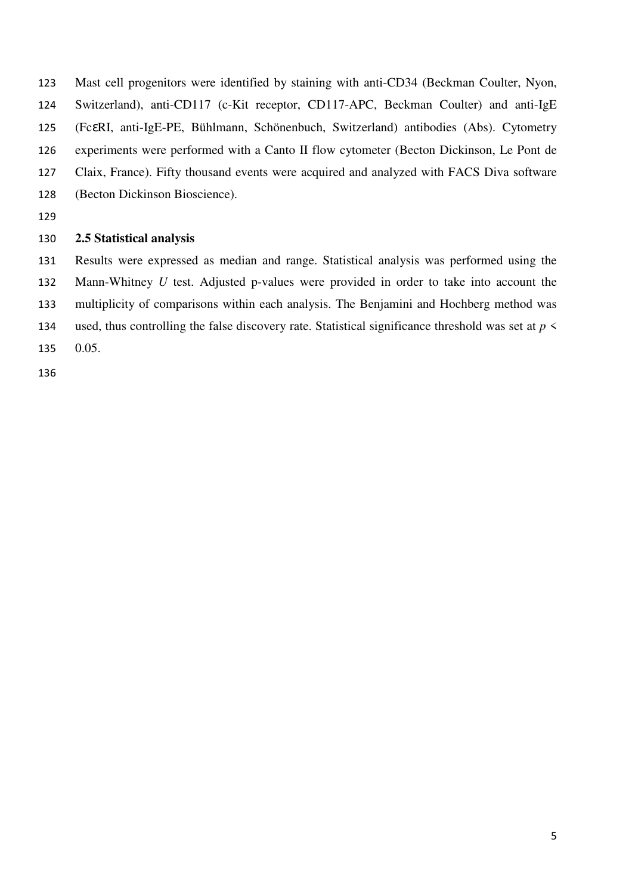Mast cell progenitors were identified by staining with anti-CD34 (Beckman Coulter, Nyon, Switzerland), anti-CD117 (c-Kit receptor, CD117-APC, Beckman Coulter) and anti-IgE (FcεRI, anti-IgE-PE, Bühlmann, Schönenbuch, Switzerland) antibodies (Abs). Cytometry experiments were performed with a Canto II flow cytometer (Becton Dickinson, Le Pont de Claix, France). Fifty thousand events were acquired and analyzed with FACS Diva software (Becton Dickinson Bioscience).

### 2.5 Statistical analysis

Results were expressed as median and range. Statistical analysis was performed using the Mann-Whitney *U* test. Adjusted p-values were provided in order to take into account the multiplicity of comparisons within each analysis. The Benjamini and Hochberg method was used, thus controlling the false discovery rate. Statistical significance threshold was set at $p < 0.05$.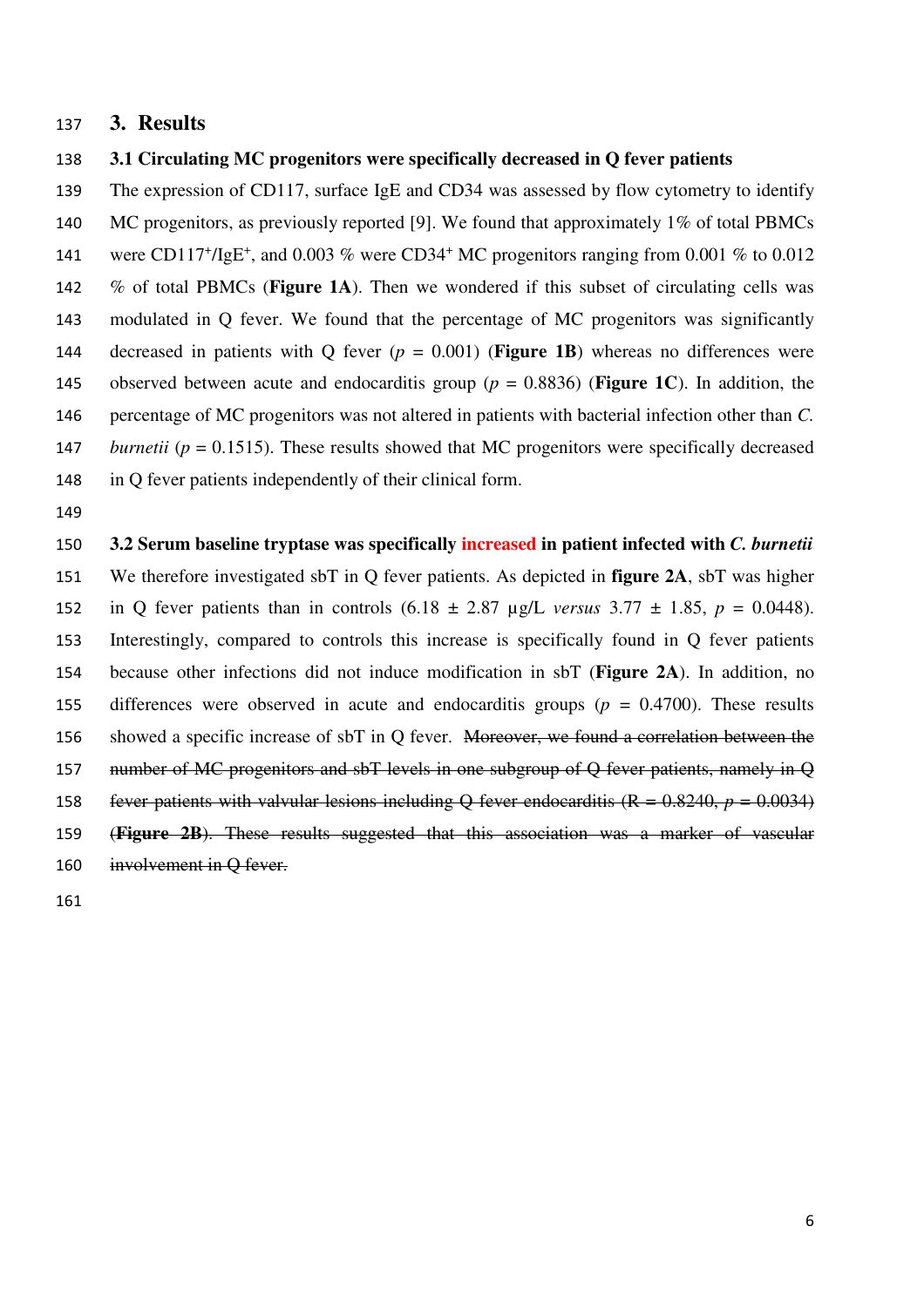# 3. Results

## 3.1 Circulating MC progenitors were specifically decreased in Q fever patients

The expression of CD117, surface IgE and CD34 was assessed by flow cytometry to identify MC progenitors, as previously reported [9]. We found that approximately 1% of total PBMCs were $CD117^+/IgE^+$, and 0.003 % were $CD34^+$ MC progenitors ranging from 0.001 % to 0.012 % of total PBMCs (**Figure 1A**). Then we wondered if this subset of circulating cells was modulated in Q fever. We found that the percentage of MC progenitors was significantly decreased in patients with Q fever ($p$ = 0.001) (**Figure 1B**) whereas no differences were observed between acute and endocarditis group ($p$ = 0.8836) (**Figure 1C**). In addition, the percentage of MC progenitors was not altered in patients with bacterial infection other than *C. burnetii* ($p$ = 0.1515). These results showed that MC progenitors were specifically decreased in Q fever patients independently of their clinical form.

## 3.2 Serum baseline tryptase was specifically increased in patient infected with *C. burnetii*

We therefore investigated sbT in Q fever patients. As depicted in **figure 2A**, sbT was higher in Q fever patients than in controls (6.18 ± 2.87 µg/L *versus* 3.77 ± 1.85, $p$ = 0.0448). Interestingly, compared to controls this increase is specifically found in Q fever patients because other infections did not induce modification in sbT (**Figure 2A**). In addition, no differences were observed in acute and endocarditis groups ($p$ = 0.4700). These results showed a specific increase of sbT in Q fever. ~~Moreover, we found a correlation between the number of MC progenitors and sbT levels in one subgroup of Q fever patients, namely in Q fever patients with valvular lesions including Q fever endocarditis (R = 0.8240, $p$ = 0.0034) (**Figure 2B**). These results suggested that this association was a marker of vascular involvement in Q fever.~~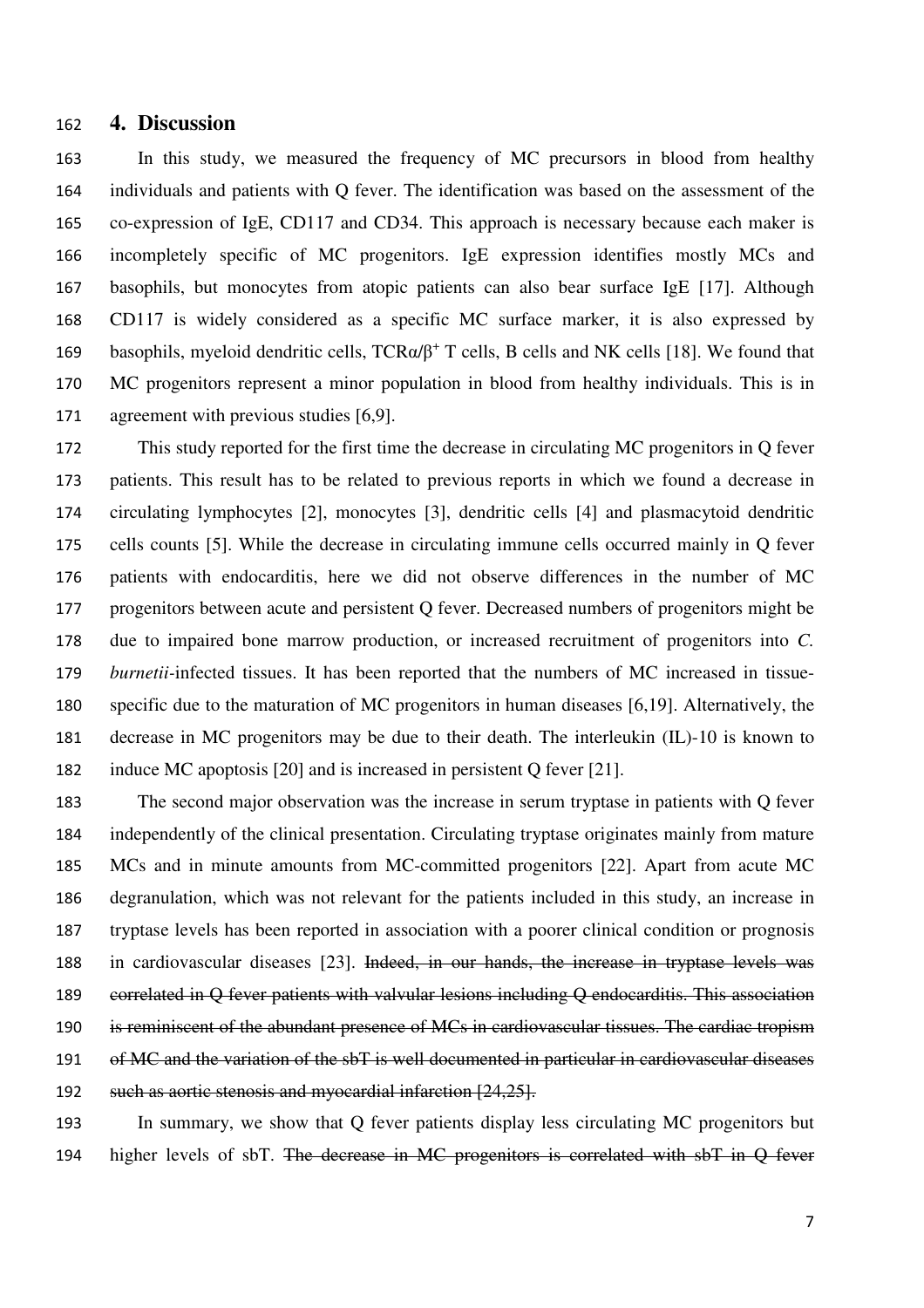## 4. Discussion

In this study, we measured the frequency of MC precursors in blood from healthy individuals and patients with Q fever. The identification was based on the assessment of the co-expression of IgE, CD117 and CD34. This approach is necessary because each maker is incompletely specific of MC progenitors. IgE expression identifies mostly MCs and basophils, but monocytes from atopic patients can also bear surface IgE [17]. Although CD117 is widely considered as a specific MC surface marker, it is also expressed by basophils, myeloid dendritic cells, TCRα/β$^{+}$ T cells, B cells and NK cells [18]. We found that MC progenitors represent a minor population in blood from healthy individuals. This is in agreement with previous studies [6,9].

This study reported for the first time the decrease in circulating MC progenitors in Q fever patients. This result has to be related to previous reports in which we found a decrease in circulating lymphocytes [2], monocytes [3], dendritic cells [4] and plasmacytoid dendritic cells counts [5]. While the decrease in circulating immune cells occurred mainly in Q fever patients with endocarditis, here we did not observe differences in the number of MC progenitors between acute and persistent Q fever. Decreased numbers of progenitors might be due to impaired bone marrow production, or increased recruitment of progenitors into *C. burnetii*-infected tissues. It has been reported that the numbers of MC increased in tissue-specific due to the maturation of MC progenitors in human diseases [6,19]. Alternatively, the decrease in MC progenitors may be due to their death. The interleukin (IL)-10 is known to induce MC apoptosis [20] and is increased in persistent Q fever [21].

The second major observation was the increase in serum tryptase in patients with Q fever independently of the clinical presentation. Circulating tryptase originates mainly from mature MCs and in minute amounts from MC-committed progenitors [22]. Apart from acute MC degranulation, which was not relevant for the patients included in this study, an increase in tryptase levels has been reported in association with a poorer clinical condition or prognosis in cardiovascular diseases [23]. ~~Indeed, in our hands, the increase in tryptase levels was correlated in Q fever patients with valvular lesions including Q endocarditis. This association is reminiscent of the abundant presence of MCs in cardiovascular tissues. The cardiac tropism of MC and the variation of the sbT is well documented in particular in cardiovascular diseases such as aortic stenosis and myocardial infarction [24,25].~~

In summary, we show that Q fever patients display less circulating MC progenitors but higher levels of sbT. ~~The decrease in MC progenitors is correlated with sbT in Q fever~~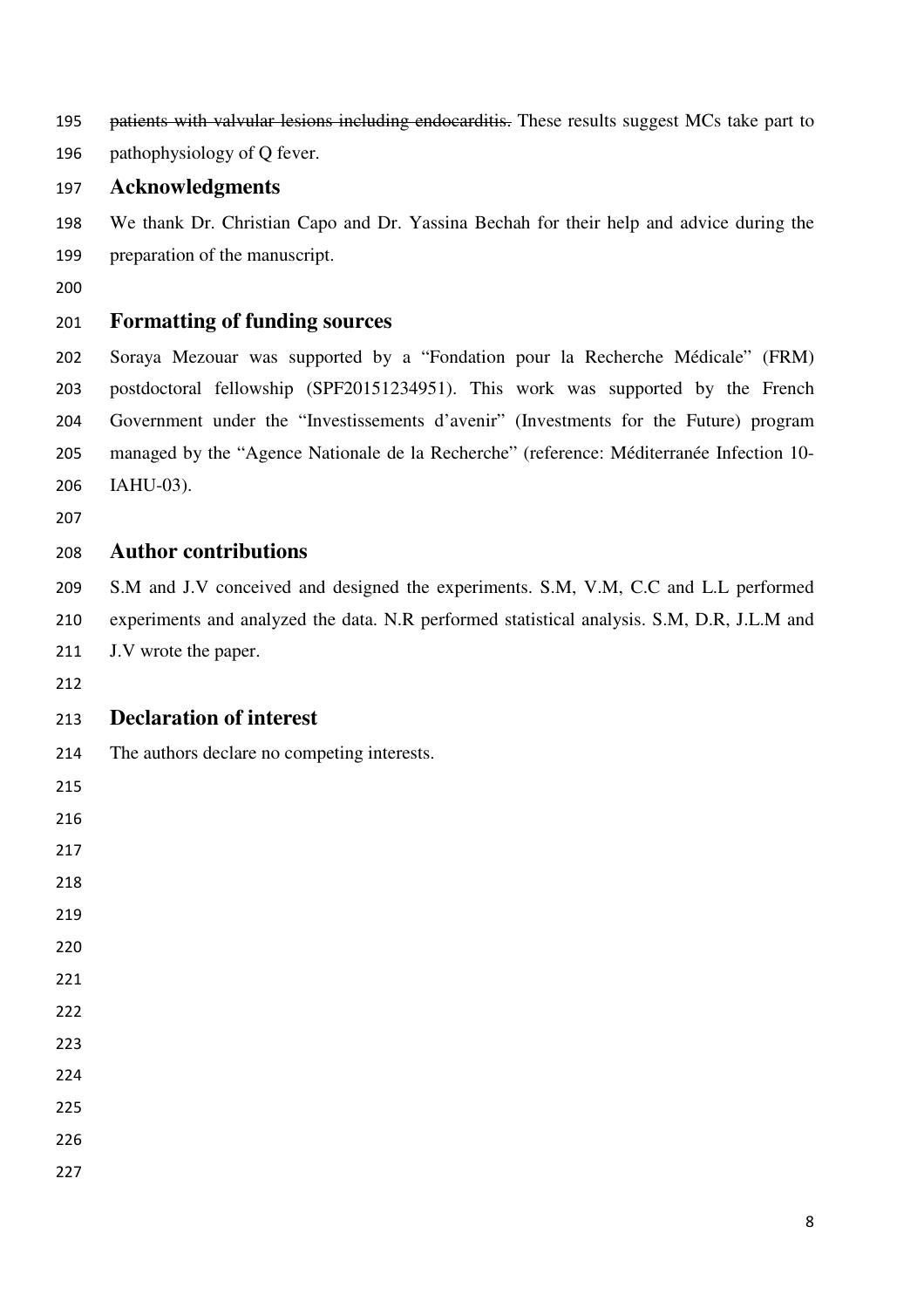~~patients with valvular lesions including endocarditis.~~ These results suggest MCs take part to pathophysiology of Q fever.

## Acknowledgments

We thank Dr. Christian Capo and Dr. Yassina Bechah for their help and advice during the preparation of the manuscript.

## Formatting of funding sources

Soraya Mezouar was supported by a "Fondation pour la Recherche Médicale" (FRM) postdoctoral fellowship (SPF20151234951). This work was supported by the French Government under the "Investissements d'avenir" (Investments for the Future) program managed by the "Agence Nationale de la Recherche" (reference: Méditerranée Infection 10-IAHU-03).

## Author contributions

S.M and J.V conceived and designed the experiments. S.M, V.M, C.C and L.L performed experiments and analyzed the data. N.R performed statistical analysis. S.M, D.R, J.L.M and J.V wrote the paper.

## Declaration of interest

The authors declare no competing interests.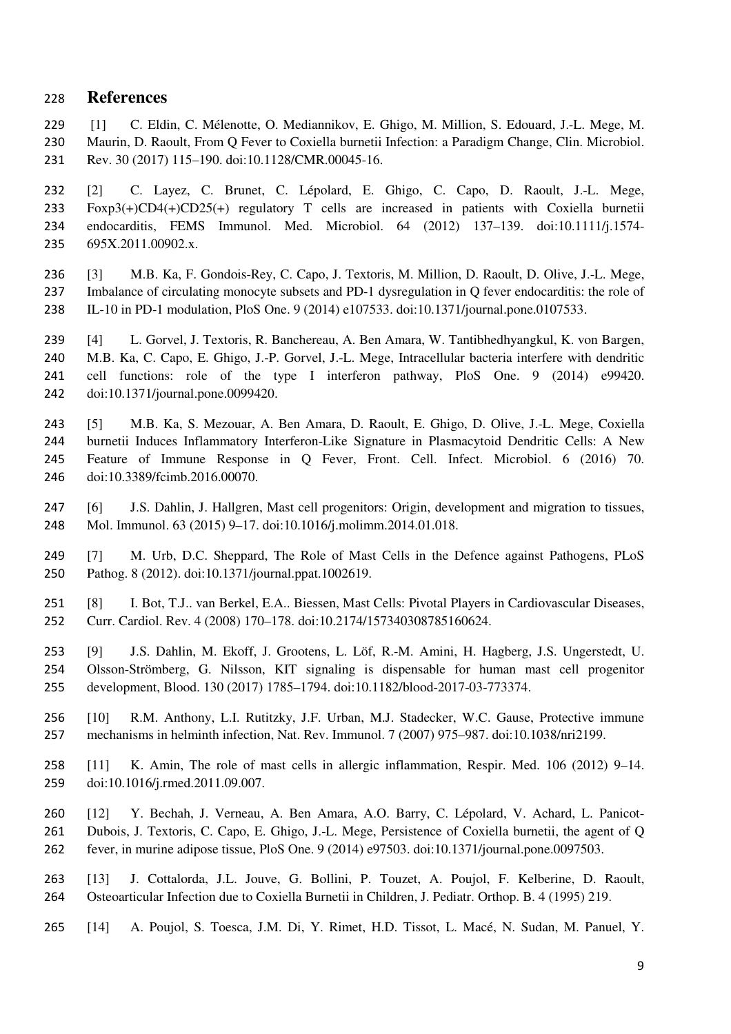## References

[1] C. Eldin, C. Mélenotte, O. Mediannikov, E. Ghigo, M. Million, S. Edouard, J.-L. Mege, M. Maurin, D. Raoult, From Q Fever to Coxiella burnetii Infection: a Paradigm Change, Clin. Microbiol. Rev. 30 (2017) 115–190. doi:10.1128/CMR.00045-16.

[2] C. Layez, C. Brunet, C. Lépolard, E. Ghigo, C. Capo, D. Raoult, J.-L. Mege, Foxp3(+)CD4(+)CD25(+) regulatory T cells are increased in patients with Coxiella burnetii endocarditis, FEMS Immunol. Med. Microbiol. 64 (2012) 137–139. doi:10.1111/j.1574-695X.2011.00902.x.

[3] M.B. Ka, F. Gondois-Rey, C. Capo, J. Textoris, M. Million, D. Raoult, D. Olive, J.-L. Mege, Imbalance of circulating monocyte subsets and PD-1 dysregulation in Q fever endocarditis: the role of IL-10 in PD-1 modulation, PloS One. 9 (2014) e107533. doi:10.1371/journal.pone.0107533.

[4] L. Gorvel, J. Textoris, R. Banchereau, A. Ben Amara, W. Tantibhedhyangkul, K. von Bargen, M.B. Ka, C. Capo, E. Ghigo, J.-P. Gorvel, J.-L. Mege, Intracellular bacteria interfere with dendritic cell functions: role of the type I interferon pathway, PloS One. 9 (2014) e99420. doi:10.1371/journal.pone.0099420.

[5] M.B. Ka, S. Mezouar, A. Ben Amara, D. Raoult, E. Ghigo, D. Olive, J.-L. Mege, Coxiella burnetii Induces Inflammatory Interferon-Like Signature in Plasmacytoid Dendritic Cells: A New Feature of Immune Response in Q Fever, Front. Cell. Infect. Microbiol. 6 (2016) 70. doi:10.3389/fcimb.2016.00070.

[6] J.S. Dahlin, J. Hallgren, Mast cell progenitors: Origin, development and migration to tissues, Mol. Immunol. 63 (2015) 9–17. doi:10.1016/j.molimm.2014.01.018.

[7] M. Urb, D.C. Sheppard, The Role of Mast Cells in the Defence against Pathogens, PLoS Pathog. 8 (2012). doi:10.1371/journal.ppat.1002619.

[8] I. Bot, T.J.. van Berkel, E.A.. Biessen, Mast Cells: Pivotal Players in Cardiovascular Diseases, Curr. Cardiol. Rev. 4 (2008) 170–178. doi:10.2174/157340308785160624.

[9] J.S. Dahlin, M. Ekoff, J. Grootens, L. Löf, R.-M. Amini, H. Hagberg, J.S. Ungerstedt, U. Olsson-Strömberg, G. Nilsson, KIT signaling is dispensable for human mast cell progenitor development, Blood. 130 (2017) 1785–1794. doi:10.1182/blood-2017-03-773374.

[10] R.M. Anthony, L.I. Rutitzky, J.F. Urban, M.J. Stadecker, W.C. Gause, Protective immune mechanisms in helminth infection, Nat. Rev. Immunol. 7 (2007) 975–987. doi:10.1038/nri2199.

[11] K. Amin, The role of mast cells in allergic inflammation, Respir. Med. 106 (2012) 9–14. doi:10.1016/j.rmed.2011.09.007.

[12] Y. Bechah, J. Verneau, A. Ben Amara, A.O. Barry, C. Lépolard, V. Achard, L. Panicot-Dubois, J. Textoris, C. Capo, E. Ghigo, J.-L. Mege, Persistence of Coxiella burnetii, the agent of Q fever, in murine adipose tissue, PloS One. 9 (2014) e97503. doi:10.1371/journal.pone.0097503.

[13] J. Cottalorda, J.L. Jouve, G. Bollini, P. Touzet, A. Poujol, F. Kelberine, D. Raoult, Osteoarticular Infection due to Coxiella Burnetii in Children, J. Pediatr. Orthop. B. 4 (1995) 219.

[14] A. Poujol, S. Toesca, J.M. Di, Y. Rimet, H.D. Tissot, L. Macé, N. Sudan, M. Panuel, Y.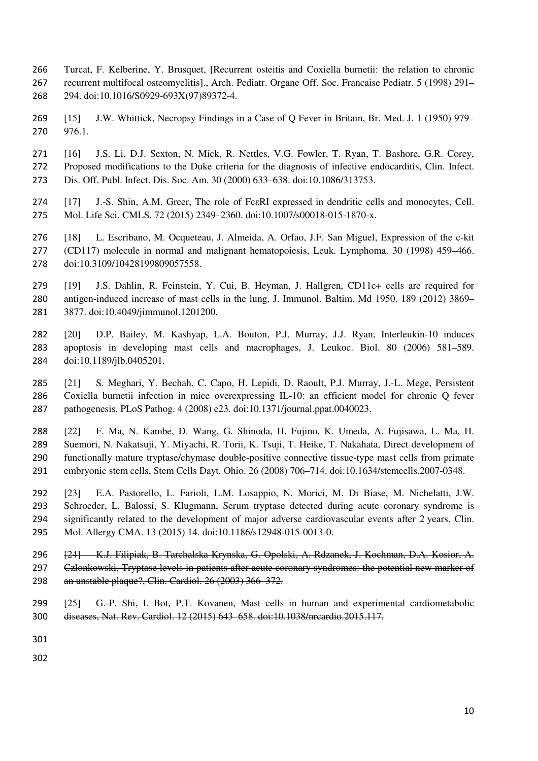Turcat, F. Kelberine, Y. Brusquet, [Recurrent osteitis and Coxiella burnetii: the relation to chronic recurrent multifocal osteomyelitis]., Arch. Pediatr. Organe Off. Soc. Francaise Pediatr. 5 (1998) 291–294. doi:10.1016/S0929-693X(97)89372-4.

[15] J.W. Whittick, Necropsy Findings in a Case of Q Fever in Britain, Br. Med. J. 1 (1950) 979–976.1.

[16] J.S. Li, D.J. Sexton, N. Mick, R. Nettles, V.G. Fowler, T. Ryan, T. Bashore, G.R. Corey, Proposed modifications to the Duke criteria for the diagnosis of infective endocarditis, Clin. Infect. Dis. Off. Publ. Infect. Dis. Soc. Am. 30 (2000) 633–638. doi:10.1086/313753.

[17] J.-S. Shin, A.M. Greer, The role of FcεRI expressed in dendritic cells and monocytes, Cell. Mol. Life Sci. CMLS. 72 (2015) 2349–2360. doi:10.1007/s00018-015-1870-x.

[18] L. Escribano, M. Ocqueteau, J. Almeida, A. Orfao, J.F. San Miguel, Expression of the c-kit (CD117) molecule in normal and malignant hematopoiesis, Leuk. Lymphoma. 30 (1998) 459–466. doi:10.3109/10428199809057558.

[19] J.S. Dahlin, R. Feinstein, Y. Cui, B. Heyman, J. Hallgren, CD11c+ cells are required for antigen-induced increase of mast cells in the lung, J. Immunol. Baltim. Md 1950. 189 (2012) 3869–3877. doi:10.4049/jimmunol.1201200.

[20] D.P. Bailey, M. Kashyap, L.A. Bouton, P.J. Murray, J.J. Ryan, Interleukin-10 induces apoptosis in developing mast cells and macrophages, J. Leukoc. Biol. 80 (2006) 581–589. doi:10.1189/jlb.0405201.

[21] S. Meghari, Y. Bechah, C. Capo, H. Lepidi, D. Raoult, P.J. Murray, J.-L. Mege, Persistent Coxiella burnetii infection in mice overexpressing IL-10: an efficient model for chronic Q fever pathogenesis, PLoS Pathog. 4 (2008) e23. doi:10.1371/journal.ppat.0040023.

[22] F. Ma, N. Kambe, D. Wang, G. Shinoda, H. Fujino, K. Umeda, A. Fujisawa, L. Ma, H. Suemori, N. Nakatsuji, Y. Miyachi, R. Torii, K. Tsuji, T. Heike, T. Nakahata, Direct development of functionally mature tryptase/chymase double-positive connective tissue-type mast cells from primate embryonic stem cells, Stem Cells Dayt. Ohio. 26 (2008) 706–714. doi:10.1634/stemcells.2007-0348.

[23] E.A. Pastorello, L. Farioli, L.M. Losappio, N. Morici, M. Di Biase, M. Nichelatti, J.W. Schroeder, L. Balossi, S. Klugmann, Serum tryptase detected during acute coronary syndrome is significantly related to the development of major adverse cardiovascular events after 2 years, Clin. Mol. Allergy CMA. 13 (2015) 14. doi:10.1186/s12948-015-0013-0.

~~[24] K.J. Filipiak, B. Tarchalska-Krynska, G. Opolski, A. Rdzanek, J. Kochman, D.A. Kosior, A. Czlonkowski, Tryptase levels in patients after acute coronary syndromes: the potential new marker of an unstable plaque?, Clin. Cardiol. 26 (2003) 366–372.~~

~~[25] G.-P. Shi, I. Bot, P.T. Kovanen, Mast cells in human and experimental cardiometabolic diseases, Nat. Rev. Cardiol. 12 (2015) 643–658. doi:10.1038/nrcardio.2015.117.~~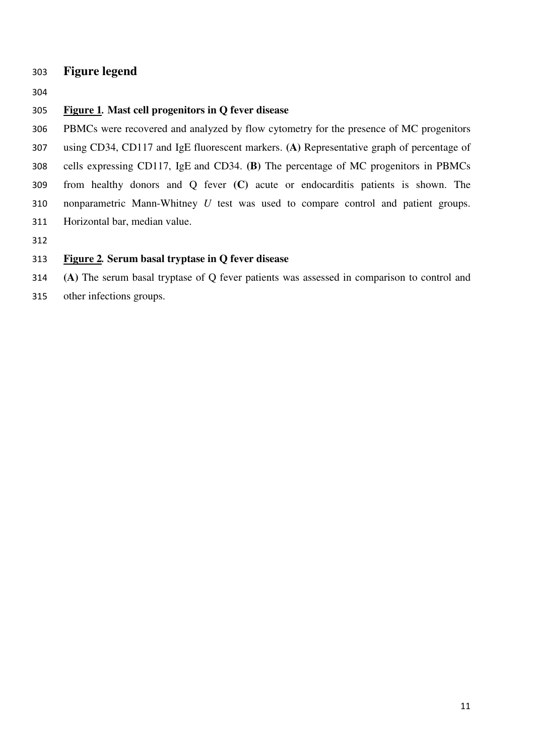## Figure legend

**<u>Figure 1</u>. Mast cell progenitors in Q fever disease**

PBMCs were recovered and analyzed by flow cytometry for the presence of MC progenitors using CD34, CD117 and IgE fluorescent markers. **(A)** Representative graph of percentage of cells expressing CD117, IgE and CD34. **(B)** The percentage of MC progenitors in PBMCs from healthy donors and Q fever **(C)** acute or endocarditis patients is shown. The nonparametric Mann-Whitney *U* test was used to compare control and patient groups. Horizontal bar, median value.

**<u>Figure 2</u>. Serum basal tryptase in Q fever disease**

**(A)** The serum basal tryptase of Q fever patients was assessed in comparison to control and other infections groups.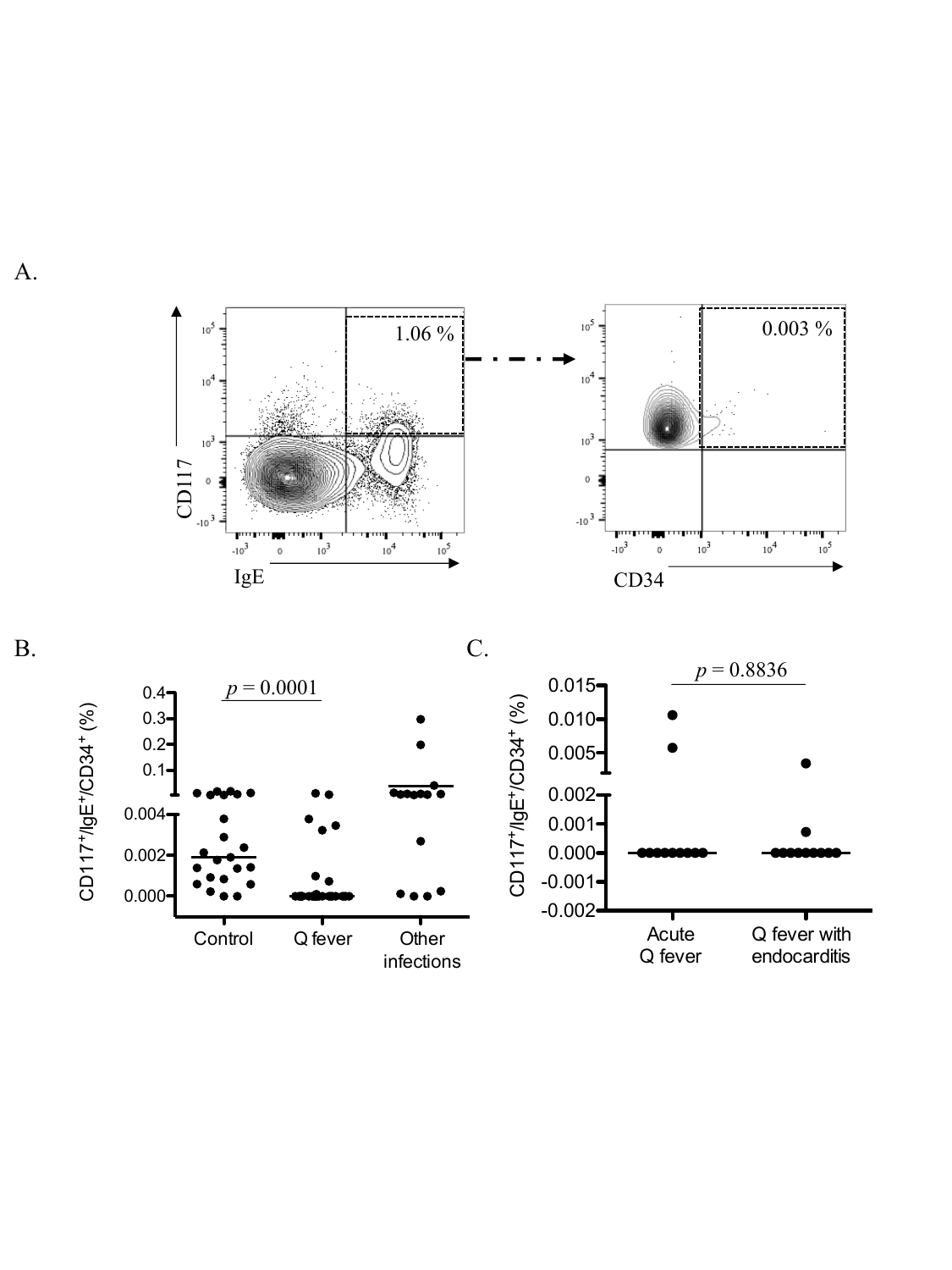A.

1.06 %

0.003 %

CD117

IgE

CD34

B.

$p = 0.0001$

CD117$^+$/IgE$^+$/CD34$^+$ (%)

Control

Q fever

Other infections

C.

$p = 0.8836$

CD117$^+$/IgE$^+$/CD34$^+$ (%)

Acute Q fever

Q fever with endocarditis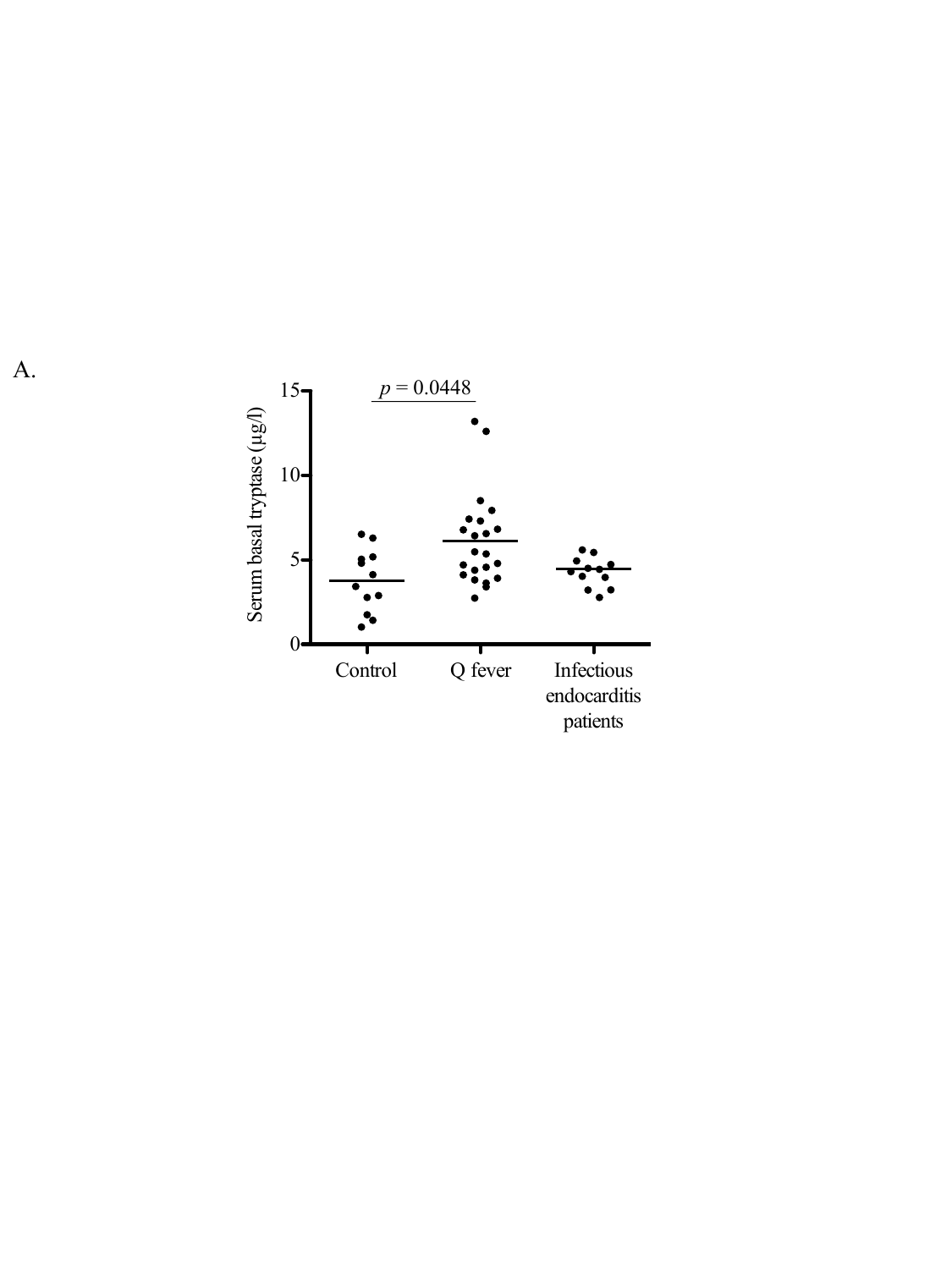A.

$p = 0.0448$

Serum basal tryptase (µg/l)

15

10

5

0

Control

Q fever

Infectious endocarditis patients